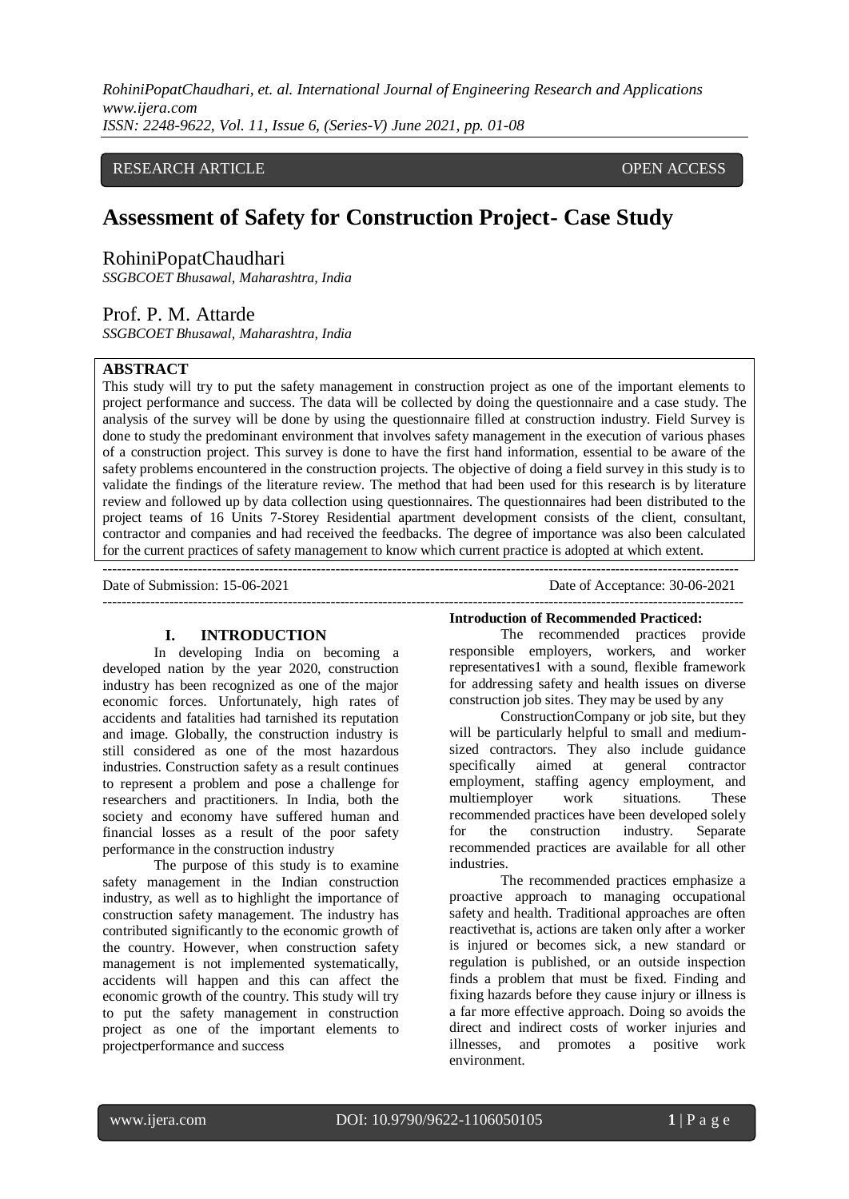RESEARCH ARTICLE OPEN ACCESS

# Assessment of Safety for Construction Project- Case Study

RohiniPopatChaudhari
*SSGBCOET Bhusawal, Maharashtra, India*

Prof. P. M. Attarde
*SSGBCOET Bhusawal, Maharashtra, India*

**ABSTRACT**

This study will try to put the safety management in construction project as one of the important elements to project performance and success. The data will be collected by doing the questionnaire and a case study. The analysis of the survey will be done by using the questionnaire filled at construction industry. Field Survey is done to study the predominant environment that involves safety management in the execution of various phases of a construction project. This survey is done to have the first hand information, essential to be aware of the safety problems encountered in the construction projects. The objective of doing a field survey in this study is to validate the findings of the literature review. The method that had been used for this research is by literature review and followed up by data collection using questionnaires. The questionnaires had been distributed to the project teams of 16 Units 7-Storey Residential apartment development consists of the client, consultant, contractor and companies and had received the feedbacks. The degree of importance was also been calculated for the current practices of safety management to know which current practice is adopted at which extent.

Date of Submission: 15-06-2021 Date of Acceptance: 30-06-2021

## I. INTRODUCTION

In developing India on becoming a developed nation by the year 2020, construction industry has been recognized as one of the major economic forces. Unfortunately, high rates of accidents and fatalities had tarnished its reputation and image. Globally, the construction industry is still considered as one of the most hazardous industries. Construction safety as a result continues to represent a problem and pose a challenge for researchers and practitioners. In India, both the society and economy have suffered human and financial losses as a result of the poor safety performance in the construction industry

The purpose of this study is to examine safety management in the Indian construction industry, as well as to highlight the importance of construction safety management. The industry has contributed significantly to the economic growth of the country. However, when construction safety management is not implemented systematically, accidents will happen and this can affect the economic growth of the country. This study will try to put the safety management in construction project as one of the important elements to projectperformance and success

**Introduction of Recommended Practiced:**

The recommended practices provide responsible employers, workers, and worker representatives1 with a sound, flexible framework for addressing safety and health issues on diverse construction job sites. They may be used by any ConstructionCompany or job site, but they will be particularly helpful to small and medium-sized contractors. They also include guidance specifically aimed at general contractor employment, staffing agency employment, and multiemployer work situations. These recommended practices have been developed solely for the construction industry. Separate recommended practices are available for all other industries.

The recommended practices emphasize a proactive approach to managing occupational safety and health. Traditional approaches are often reactivethat is, actions are taken only after a worker is injured or becomes sick, a new standard or regulation is published, or an outside inspection finds a problem that must be fixed. Finding and fixing hazards before they cause injury or illness is a far more effective approach. Doing so avoids the direct and indirect costs of worker injuries and illnesses, and promotes a positive work environment.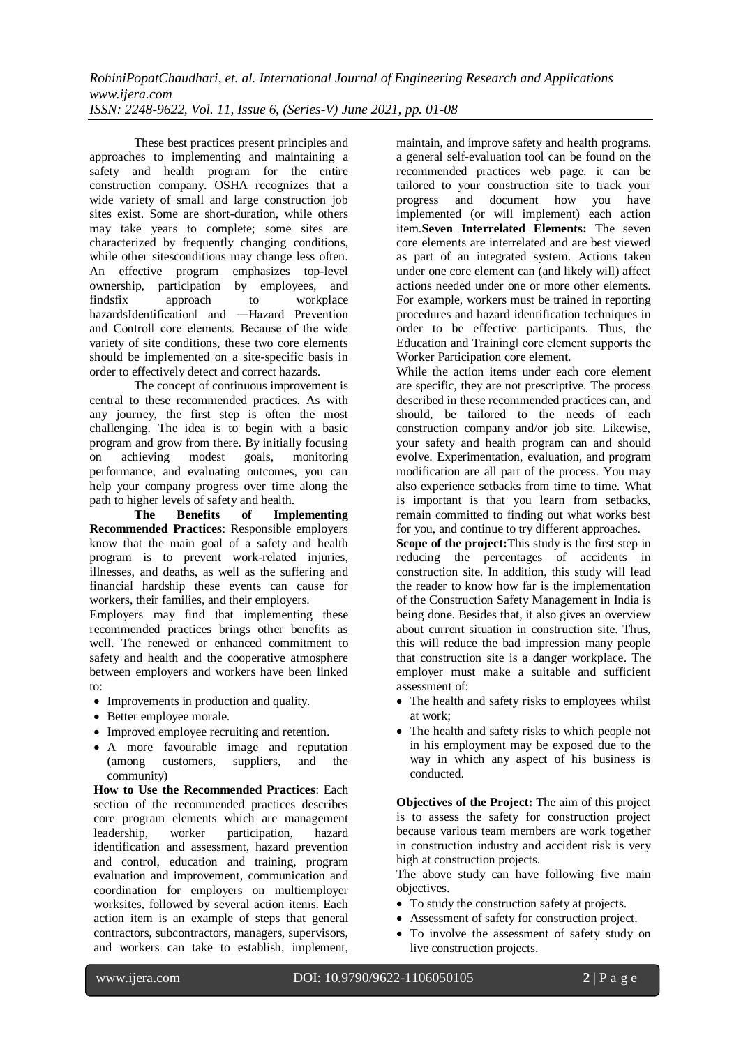These best practices present principles and approaches to implementing and maintaining a safety and health program for the entire construction company. OSHA recognizes that a wide variety of small and large construction job sites exist. Some are short-duration, while others may take years to complete; some sites are characterized by frequently changing conditions, while other sitesconditions may change less often. An effective program emphasizes top-level ownership, participation by employees, and findsfix approach to workplace hazardsIdentification‖ and ―Hazard Prevention and Control‖ core elements. Because of the wide variety of site conditions, these two core elements should be implemented on a site-specific basis in order to effectively detect and correct hazards.

The concept of continuous improvement is central to these recommended practices. As with any journey, the first step is often the most challenging. The idea is to begin with a basic program and grow from there. By initially focusing on achieving modest goals, monitoring performance, and evaluating outcomes, you can help your company progress over time along the path to higher levels of safety and health.

**The Benefits of Implementing Recommended Practices**: Responsible employers know that the main goal of a safety and health program is to prevent work-related injuries, illnesses, and deaths, as well as the suffering and financial hardship these events can cause for workers, their families, and their employers.

Employers may find that implementing these recommended practices brings other benefits as well. The renewed or enhanced commitment to safety and health and the cooperative atmosphere between employers and workers have been linked to:

- Improvements in production and quality.
- Better employee morale.
- Improved employee recruiting and retention.
- A more favourable image and reputation (among customers, suppliers, and the community)

**How to Use the Recommended Practices**: Each section of the recommended practices describes core program elements which are management leadership, worker participation, hazard identification and assessment, hazard prevention and control, education and training, program evaluation and improvement, communication and coordination for employers on multiemployer worksites, followed by several action items. Each action item is an example of steps that general contractors, subcontractors, managers, supervisors, and workers can take to establish, implement, maintain, and improve safety and health programs. a general self-evaluation tool can be found on the recommended practices web page. it can be tailored to your construction site to track your progress and document how you have implemented (or will implement) each action item.**Seven Interrelated Elements:** The seven core elements are interrelated and are best viewed as part of an integrated system. Actions taken under one core element can (and likely will) affect actions needed under one or more other elements. For example, workers must be trained in reporting procedures and hazard identification techniques in order to be effective participants. Thus, the Education and Training‖ core element supports the Worker Participation core element.

While the action items under each core element are specific, they are not prescriptive. The process described in these recommended practices can, and should, be tailored to the needs of each construction company and/or job site. Likewise, your safety and health program can and should evolve. Experimentation, evaluation, and program modification are all part of the process. You may also experience setbacks from time to time. What is important is that you learn from setbacks, remain committed to finding out what works best for you, and continue to try different approaches.

**Scope of the project:**This study is the first step in reducing the percentages of accidents in construction site. In addition, this study will lead the reader to know how far is the implementation of the Construction Safety Management in India is being done. Besides that, it also gives an overview about current situation in construction site. Thus, this will reduce the bad impression many people that construction site is a danger workplace. The employer must make a suitable and sufficient assessment of:

- The health and safety risks to employees whilst at work;
- The health and safety risks to which people not in his employment may be exposed due to the way in which any aspect of his business is conducted.

**Objectives of the Project:** The aim of this project is to assess the safety for construction project because various team members are work together in construction industry and accident risk is very high at construction projects.

The above study can have following five main objectives.

- To study the construction safety at projects.
- Assessment of safety for construction project.
- To involve the assessment of safety study on live construction projects.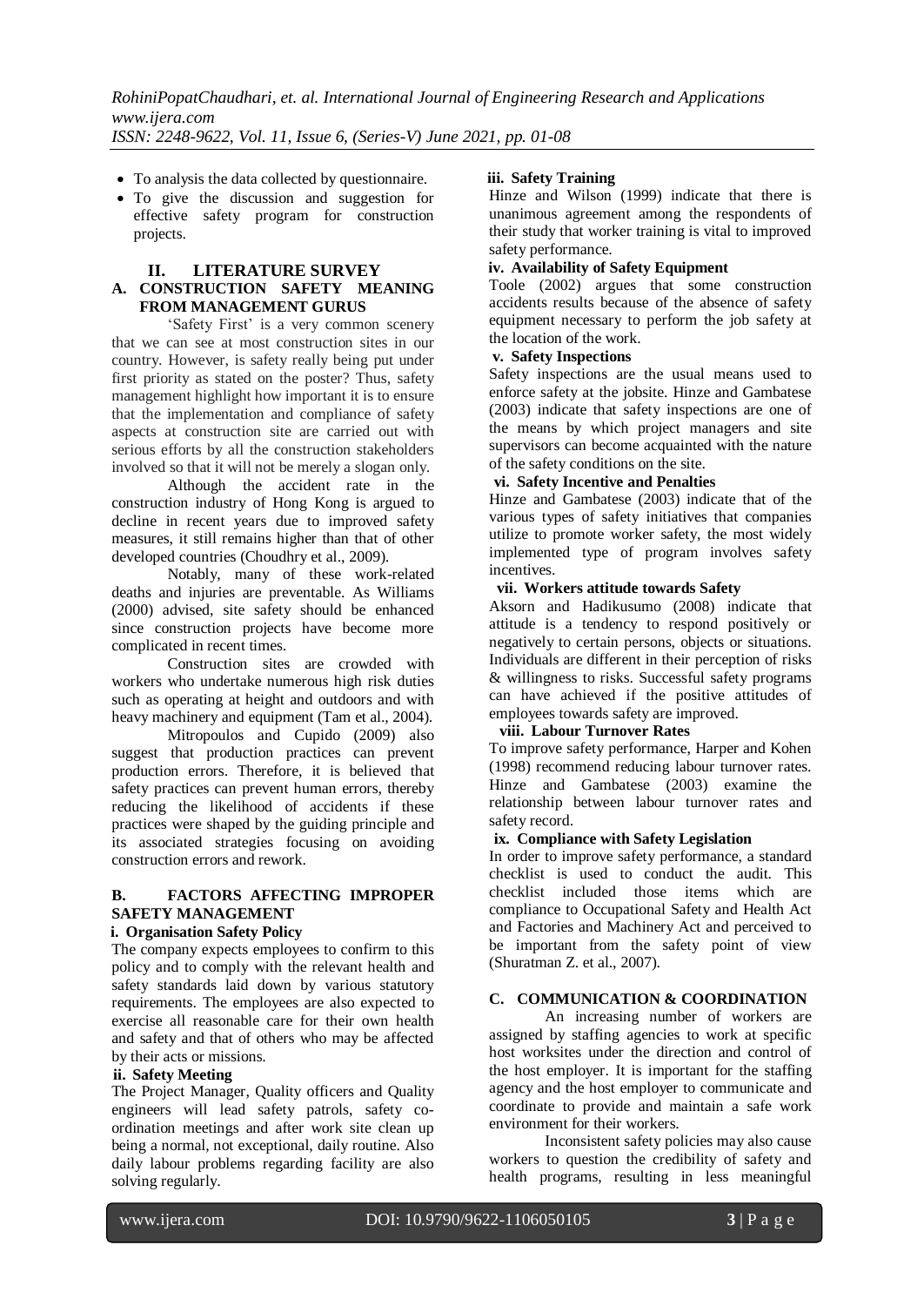- To analysis the data collected by questionnaire.
- To give the discussion and suggestion for effective safety program for construction projects.

## II. LITERATURE SURVEY

### A. CONSTRUCTION SAFETY MEANING FROM MANAGEMENT GURUS

'Safety First' is a very common scenery that we can see at most construction sites in our country. However, is safety really being put under first priority as stated on the poster? Thus, safety management highlight how important it is to ensure that the implementation and compliance of safety aspects at construction site are carried out with serious efforts by all the construction stakeholders involved so that it will not be merely a slogan only.

Although the accident rate in the construction industry of Hong Kong is argued to decline in recent years due to improved safety measures, it still remains higher than that of other developed countries (Choudhry et al., 2009).

Notably, many of these work-related deaths and injuries are preventable. As Williams (2000) advised, site safety should be enhanced since construction projects have become more complicated in recent times.

Construction sites are crowded with workers who undertake numerous high risk duties such as operating at height and outdoors and with heavy machinery and equipment (Tam et al., 2004).

Mitropoulos and Cupido (2009) also suggest that production practices can prevent production errors. Therefore, it is believed that safety practices can prevent human errors, thereby reducing the likelihood of accidents if these practices were shaped by the guiding principle and its associated strategies focusing on avoiding construction errors and rework.

### B. FACTORS AFFECTING IMPROPER SAFETY MANAGEMENT

**i. Organisation Safety Policy**

The company expects employees to confirm to this policy and to comply with the relevant health and safety standards laid down by various statutory requirements. The employees are also expected to exercise all reasonable care for their own health and safety and that of others who may be affected by their acts or missions.

**ii. Safety Meeting**

The Project Manager, Quality officers and Quality engineers will lead safety patrols, safety co-ordination meetings and after work site clean up being a normal, not exceptional, daily routine. Also daily labour problems regarding facility are also solving regularly.

**iii. Safety Training**

Hinze and Wilson (1999) indicate that there is unanimous agreement among the respondents of their study that worker training is vital to improved safety performance.

**iv. Availability of Safety Equipment**

Toole (2002) argues that some construction accidents results because of the absence of safety equipment necessary to perform the job safety at the location of the work.

**v. Safety Inspections**

Safety inspections are the usual means used to enforce safety at the jobsite. Hinze and Gambatese (2003) indicate that safety inspections are one of the means by which project managers and site supervisors can become acquainted with the nature of the safety conditions on the site.

**vi. Safety Incentive and Penalties**

Hinze and Gambatese (2003) indicate that of the various types of safety initiatives that companies utilize to promote worker safety, the most widely implemented type of program involves safety incentives.

**vii. Workers attitude towards Safety**

Aksorn and Hadikusumo (2008) indicate that attitude is a tendency to respond positively or negatively to certain persons, objects or situations. Individuals are different in their perception of risks & willingness to risks. Successful safety programs can have achieved if the positive attitudes of employees towards safety are improved.

**viii. Labour Turnover Rates**

To improve safety performance, Harper and Kohen (1998) recommend reducing labour turnover rates. Hinze and Gambatese (2003) examine the relationship between labour turnover rates and safety record.

**ix. Compliance with Safety Legislation**

In order to improve safety performance, a standard checklist is used to conduct the audit. This checklist included those items which are compliance to Occupational Safety and Health Act and Factories and Machinery Act and perceived to be important from the safety point of view (Shuratman Z. et al., 2007).

### C. COMMUNICATION & COORDINATION

An increasing number of workers are assigned by staffing agencies to work at specific host worksites under the direction and control of the host employer. It is important for the staffing agency and the host employer to communicate and coordinate to provide and maintain a safe work environment for their workers.

Inconsistent safety policies may also cause workers to question the credibility of safety and health programs, resulting in less meaningful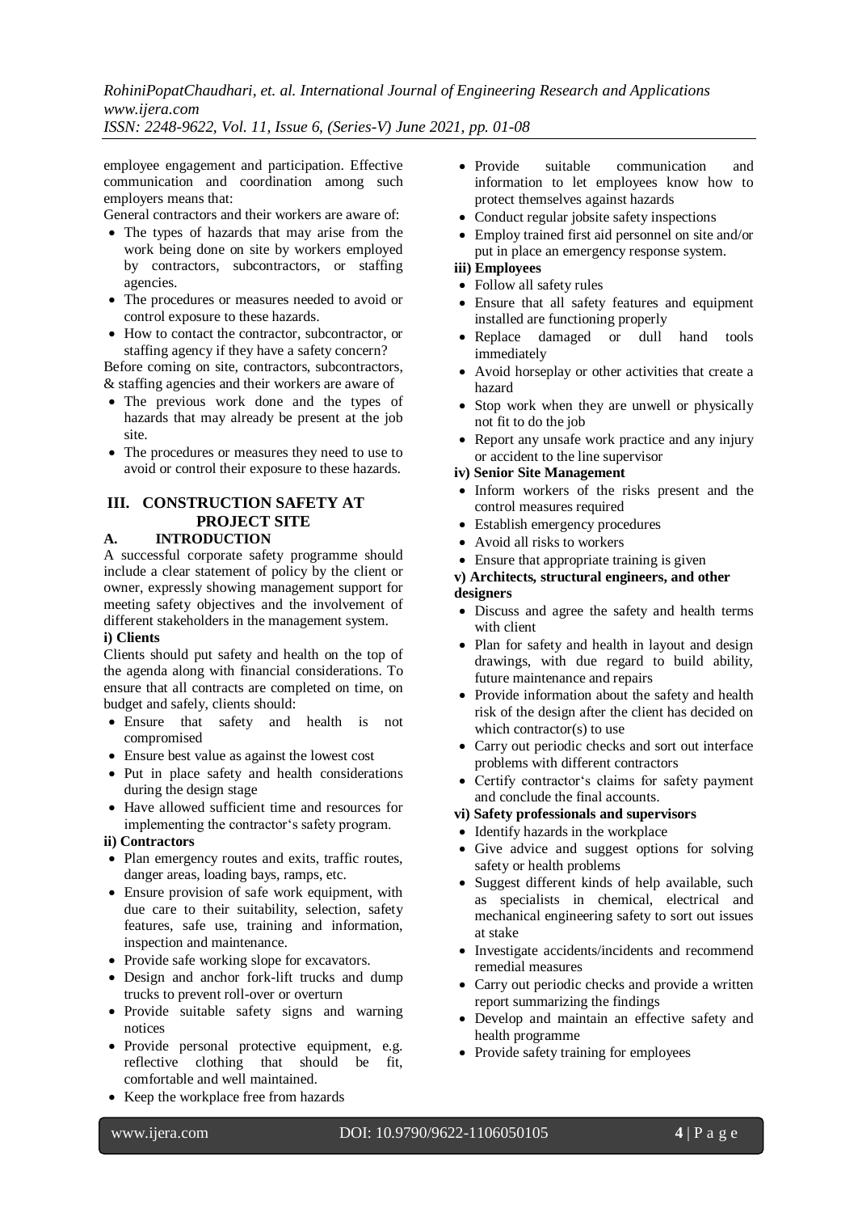employee engagement and participation. Effective communication and coordination among such employers means that:

General contractors and their workers are aware of:

- The types of hazards that may arise from the work being done on site by workers employed by contractors, subcontractors, or staffing agencies.
- The procedures or measures needed to avoid or control exposure to these hazards.
- How to contact the contractor, subcontractor, or staffing agency if they have a safety concern?

Before coming on site, contractors, subcontractors, & staffing agencies and their workers are aware of

- The previous work done and the types of hazards that may already be present at the job site.
- The procedures or measures they need to use to avoid or control their exposure to these hazards.

## III. CONSTRUCTION SAFETY AT PROJECT SITE

### A. INTRODUCTION

A successful corporate safety programme should include a clear statement of policy by the client or owner, expressly showing management support for meeting safety objectives and the involvement of different stakeholders in the management system.

**i) Clients**

Clients should put safety and health on the top of the agenda along with financial considerations. To ensure that all contracts are completed on time, on budget and safely, clients should:

- Ensure that safety and health is not compromised
- Ensure best value as against the lowest cost
- Put in place safety and health considerations during the design stage
- Have allowed sufficient time and resources for implementing the contractor's safety program.

**ii) Contractors**

- Plan emergency routes and exits, traffic routes, danger areas, loading bays, ramps, etc.
- Ensure provision of safe work equipment, with due care to their suitability, selection, safety features, safe use, training and information, inspection and maintenance.
- Provide safe working slope for excavators.
- Design and anchor fork-lift trucks and dump trucks to prevent roll-over or overturn
- Provide suitable safety signs and warning notices
- Provide personal protective equipment, e.g. reflective clothing that should be fit, comfortable and well maintained.
- Keep the workplace free from hazards
- Provide suitable communication and information to let employees know how to protect themselves against hazards
- Conduct regular jobsite safety inspections
- Employ trained first aid personnel on site and/or put in place an emergency response system.

**iii) Employees**

- Follow all safety rules
- Ensure that all safety features and equipment installed are functioning properly
- Replace damaged or dull hand tools immediately
- Avoid horseplay or other activities that create a hazard
- Stop work when they are unwell or physically not fit to do the job
- Report any unsafe work practice and any injury or accident to the line supervisor

**iv) Senior Site Management**

- Inform workers of the risks present and the control measures required
- Establish emergency procedures
- Avoid all risks to workers
- Ensure that appropriate training is given

**v) Architects, structural engineers, and other designers**

- Discuss and agree the safety and health terms with client
- Plan for safety and health in layout and design drawings, with due regard to build ability, future maintenance and repairs
- Provide information about the safety and health risk of the design after the client has decided on which contractor(s) to use
- Carry out periodic checks and sort out interface problems with different contractors
- Certify contractor's claims for safety payment and conclude the final accounts.

**vi) Safety professionals and supervisors**

- Identify hazards in the workplace
- Give advice and suggest options for solving safety or health problems
- Suggest different kinds of help available, such as specialists in chemical, electrical and mechanical engineering safety to sort out issues at stake
- Investigate accidents/incidents and recommend remedial measures
- Carry out periodic checks and provide a written report summarizing the findings
- Develop and maintain an effective safety and health programme
- Provide safety training for employees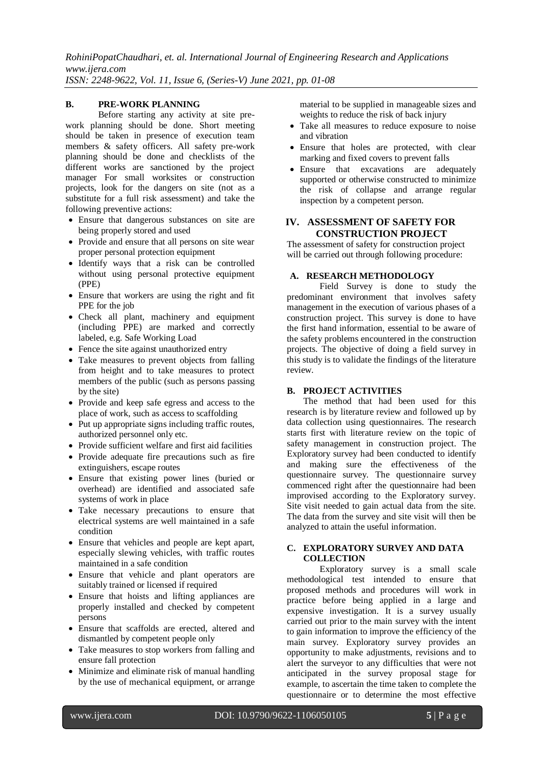## B. PRE-WORK PLANNING

Before starting any activity at site pre-work planning should be done. Short meeting should be taken in presence of execution team members & safety officers. All safety pre-work planning should be done and checklists of the different works are sanctioned by the project manager For small worksites or construction projects, look for the dangers on site (not as a substitute for a full risk assessment) and take the following preventive actions:

- Ensure that dangerous substances on site are being properly stored and used
- Provide and ensure that all persons on site wear proper personal protection equipment
- Identify ways that a risk can be controlled without using personal protective equipment (PPE)
- Ensure that workers are using the right and fit PPE for the job
- Check all plant, machinery and equipment (including PPE) are marked and correctly labeled, e.g. Safe Working Load
- Fence the site against unauthorized entry
- Take measures to prevent objects from falling from height and to take measures to protect members of the public (such as persons passing by the site)
- Provide and keep safe egress and access to the place of work, such as access to scaffolding
- Put up appropriate signs including traffic routes, authorized personnel only etc.
- Provide sufficient welfare and first aid facilities
- Provide adequate fire precautions such as fire extinguishers, escape routes
- Ensure that existing power lines (buried or overhead) are identified and associated safe systems of work in place
- Take necessary precautions to ensure that electrical systems are well maintained in a safe condition
- Ensure that vehicles and people are kept apart, especially slewing vehicles, with traffic routes maintained in a safe condition
- Ensure that vehicle and plant operators are suitably trained or licensed if required
- Ensure that hoists and lifting appliances are properly installed and checked by competent persons
- Ensure that scaffolds are erected, altered and dismantled by competent people only
- Take measures to stop workers from falling and ensure fall protection
- Minimize and eliminate risk of manual handling by the use of mechanical equipment, or arrange material to be supplied in manageable sizes and weights to reduce the risk of back injury
- Take all measures to reduce exposure to noise and vibration
- Ensure that holes are protected, with clear marking and fixed covers to prevent falls
- Ensure that excavations are adequately supported or otherwise constructed to minimize the risk of collapse and arrange regular inspection by a competent person.

# IV. ASSESSMENT OF SAFETY FOR CONSTRUCTION PROJECT

The assessment of safety for construction project will be carried out through following procedure:

## A. RESEARCH METHODOLOGY

Field Survey is done to study the predominant environment that involves safety management in the execution of various phases of a construction project. This survey is done to have the first hand information, essential to be aware of the safety problems encountered in the construction projects. The objective of doing a field survey in this study is to validate the findings of the literature review.

## B. PROJECT ACTIVITIES

The method that had been used for this research is by literature review and followed up by data collection using questionnaires. The research starts first with literature review on the topic of safety management in construction project. The Exploratory survey had been conducted to identify and making sure the effectiveness of the questionnaire survey. The questionnaire survey commenced right after the questionnaire had been improvised according to the Exploratory survey. Site visit needed to gain actual data from the site. The data from the survey and site visit will then be analyzed to attain the useful information.

## C. EXPLORATORY SURVEY AND DATA COLLECTION

Exploratory survey is a small scale methodological test intended to ensure that proposed methods and procedures will work in practice before being applied in a large and expensive investigation. It is a survey usually carried out prior to the main survey with the intent to gain information to improve the efficiency of the main survey. Exploratory survey provides an opportunity to make adjustments, revisions and to alert the surveyor to any difficulties that were not anticipated in the survey proposal stage for example, to ascertain the time taken to complete the questionnaire or to determine the most effective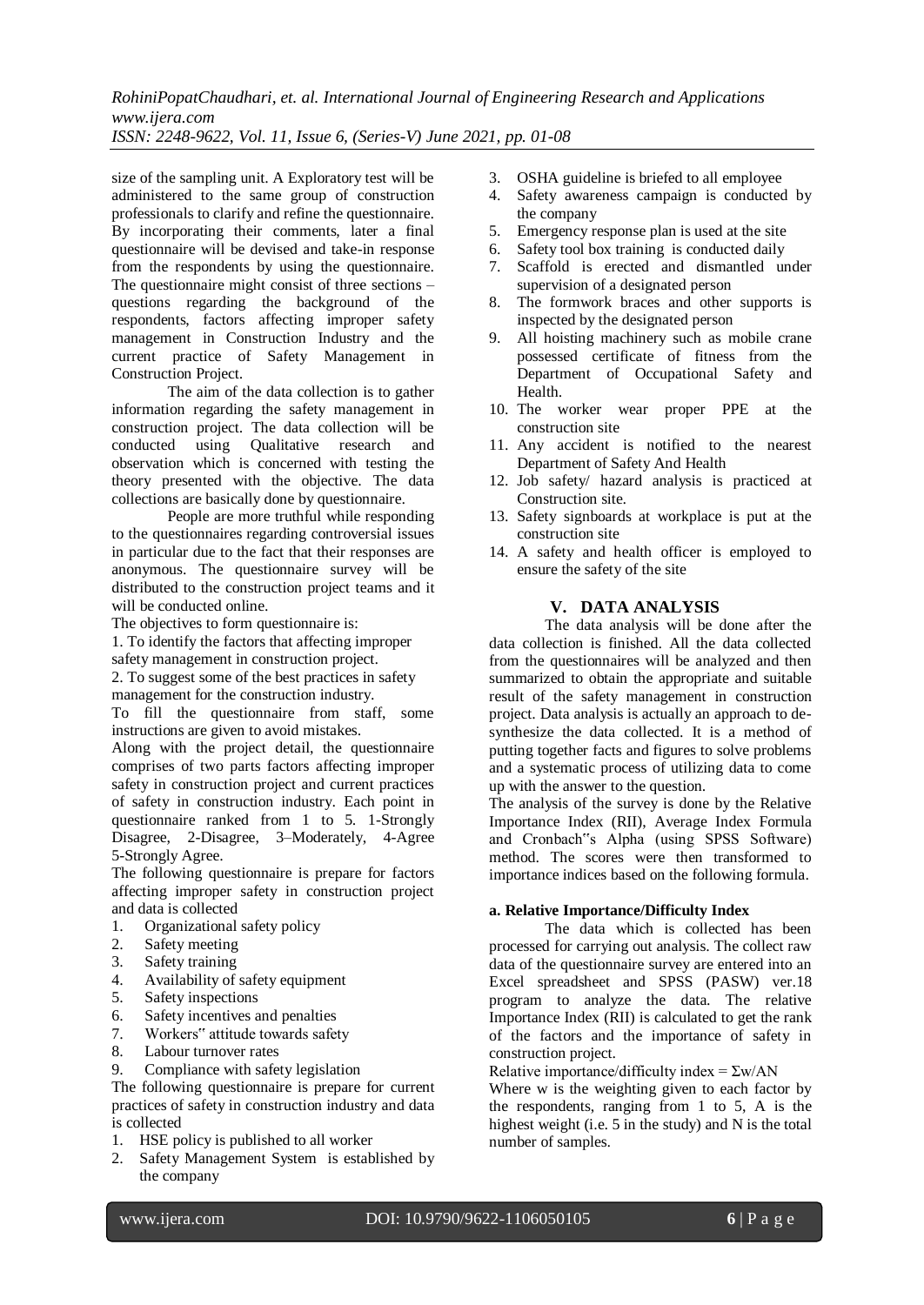size of the sampling unit. A Exploratory test will be administered to the same group of construction professionals to clarify and refine the questionnaire. By incorporating their comments, later a final questionnaire will be devised and take-in response from the respondents by using the questionnaire. The questionnaire might consist of three sections – questions regarding the background of the respondents, factors affecting improper safety management in Construction Industry and the current practice of Safety Management in Construction Project.

The aim of the data collection is to gather information regarding the safety management in construction project. The data collection will be conducted using Qualitative research and observation which is concerned with testing the theory presented with the objective. The data collections are basically done by questionnaire.

People are more truthful while responding to the questionnaires regarding controversial issues in particular due to the fact that their responses are anonymous. The questionnaire survey will be distributed to the construction project teams and it will be conducted online.

The objectives to form questionnaire is:

1. To identify the factors that affecting improper safety management in construction project.
2. To suggest some of the best practices in safety management for the construction industry.

To fill the questionnaire from staff, some instructions are given to avoid mistakes.

Along with the project detail, the questionnaire comprises of two parts factors affecting improper safety in construction project and current practices of safety in construction industry. Each point in questionnaire ranked from 1 to 5. 1-Strongly Disagree, 2-Disagree, 3–Moderately, 4-Agree 5-Strongly Agree.

The following questionnaire is prepare for factors affecting improper safety in construction project and data is collected

1. Organizational safety policy
2. Safety meeting
3. Safety training
4. Availability of safety equipment
5. Safety inspections
6. Safety incentives and penalties
7. Workers" attitude towards safety
8. Labour turnover rates
9. Compliance with safety legislation

The following questionnaire is prepare for current practices of safety in construction industry and data is collected

1. HSE policy is published to all worker
2. Safety Management System is established by the company
3. OSHA guideline is briefed to all employee
4. Safety awareness campaign is conducted by the company
5. Emergency response plan is used at the site
6. Safety tool box training is conducted daily
7. Scaffold is erected and dismantled under supervision of a designated person
8. The formwork braces and other supports is inspected by the designated person
9. All hoisting machinery such as mobile crane possessed certificate of fitness from the Department of Occupational Safety and Health.
10. The worker wear proper PPE at the construction site
11. Any accident is notified to the nearest Department of Safety And Health
12. Job safety/ hazard analysis is practiced at Construction site.
13. Safety signboards at workplace is put at the construction site
14. A safety and health officer is employed to ensure the safety of the site

## V. DATA ANALYSIS

The data analysis will be done after the data collection is finished. All the data collected from the questionnaires will be analyzed and then summarized to obtain the appropriate and suitable result of the safety management in construction project. Data analysis is actually an approach to de-synthesize the data collected. It is a method of putting together facts and figures to solve problems and a systematic process of utilizing data to come up with the answer to the question.

The analysis of the survey is done by the Relative Importance Index (RII), Average Index Formula and Cronbach"s Alpha (using SPSS Software) method. The scores were then transformed to importance indices based on the following formula.

**a. Relative Importance/Difficulty Index**

The data which is collected has been processed for carrying out analysis. The collect raw data of the questionnaire survey are entered into an Excel spreadsheet and SPSS (PASW) ver.18 program to analyze the data. The relative Importance Index (RII) is calculated to get the rank of the factors and the importance of safety in construction project.

Relative importance/difficulty index = $\Sigma w/AN$

Where w is the weighting given to each factor by the respondents, ranging from 1 to 5, A is the highest weight (i.e. 5 in the study) and N is the total number of samples.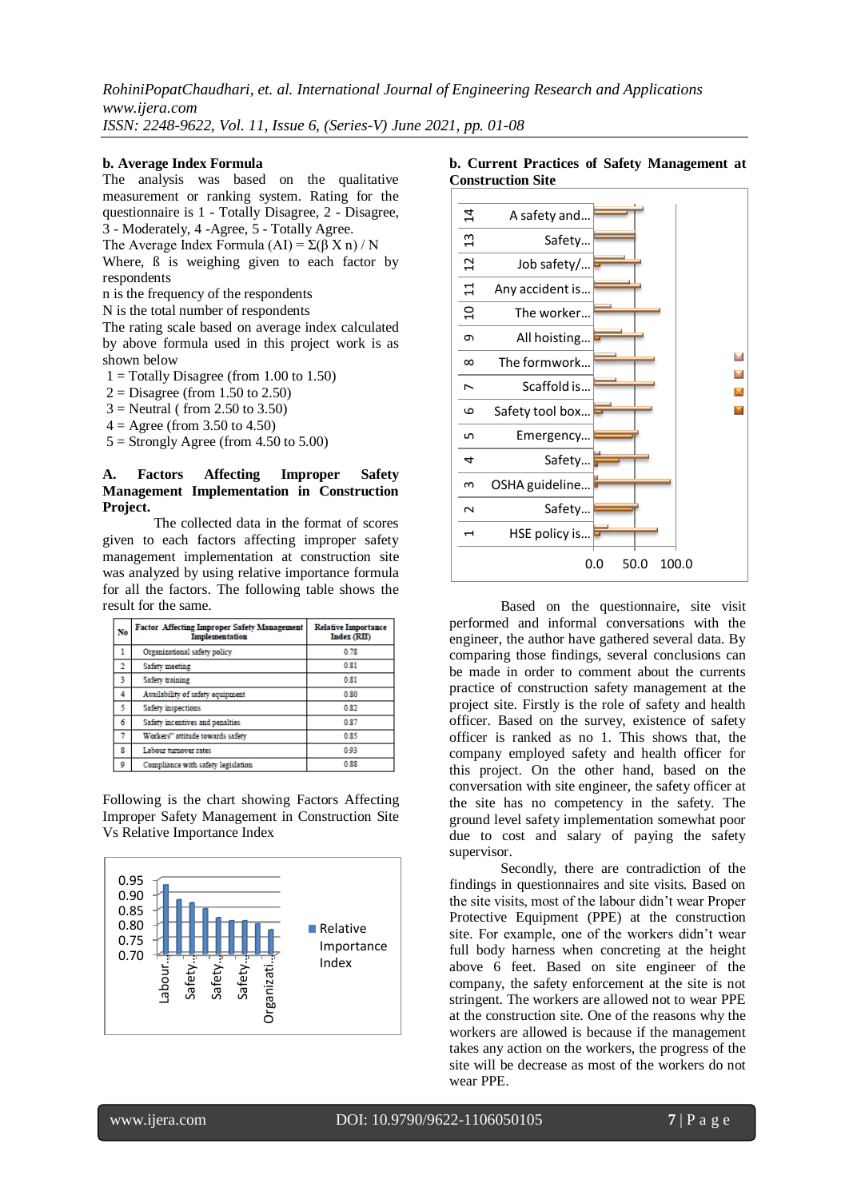**b. Average Index Formula**

The analysis was based on the qualitative measurement or ranking system. Rating for the questionnaire is 1 - Totally Disagree, 2 - Disagree, 3 - Moderately, 4 -Agree, 5 - Totally Agree.

The Average Index Formula (AI) = $\Sigma(\beta \times n) / N$

Where, ß is weighing given to each factor by respondents

n is the frequency of the respondents

N is the total number of respondents

The rating scale based on average index calculated by above formula used in this project work is as shown below

1 = Totally Disagree (from 1.00 to 1.50)
2 = Disagree (from 1.50 to 2.50)
3 = Neutral ( from 2.50 to 3.50)
4 = Agree (from 3.50 to 4.50)
5 = Strongly Agree (from 4.50 to 5.00)

**A. Factors Affecting Improper Safety Management Implementation in Construction Project.**

The collected data in the format of scores given to each factors affecting improper safety management implementation at construction site was analyzed by using relative importance formula for all the factors. The following table shows the result for the same.

| No | Factor Affecting Improper Safety Management Implementation | Relative Importance Index (RII) |
|---|---|---|
| 1 | Organizational safety policy | 0.78 |
| 2 | Safety meeting | 0.81 |
| 3 | Safety training | 0.81 |
| 4 | Availability of safety equipment | 0.80 |
| 5 | Safety inspections | 0.82 |
| 6 | Safety incentives and penalties | 0.87 |
| 7 | Workers" attitude towards safety | 0.85 |
| 8 | Labour turnover rates | 0.93 |
| 9 | Compliance with safety legislation | 0.88 |

Following is the chart showing Factors Affecting Improper Safety Management in Construction Site Vs Relative Importance Index

**b. Current Practices of Safety Management at Construction Site**

Based on the questionnaire, site visit performed and informal conversations with the engineer, the author have gathered several data. By comparing those findings, several conclusions can be made in order to comment about the currents practice of construction safety management at the project site. Firstly is the role of safety and health officer. Based on the survey, existence of safety officer is ranked as no 1. This shows that, the company employed safety and health officer for this project. On the other hand, based on the conversation with site engineer, the safety officer at the site has no competency in the safety. The ground level safety implementation somewhat poor due to cost and salary of paying the safety supervisor.

Secondly, there are contradiction of the findings in questionnaires and site visits. Based on the site visits, most of the labour didn't wear Proper Protective Equipment (PPE) at the construction site. For example, one of the workers didn't wear full body harness when concreting at the height above 6 feet. Based on site engineer of the company, the safety enforcement at the site is not stringent. The workers are allowed not to wear PPE at the construction site. One of the reasons why the workers are allowed is because if the management takes any action on the workers, the progress of the site will be decrease as most of the workers do not wear PPE.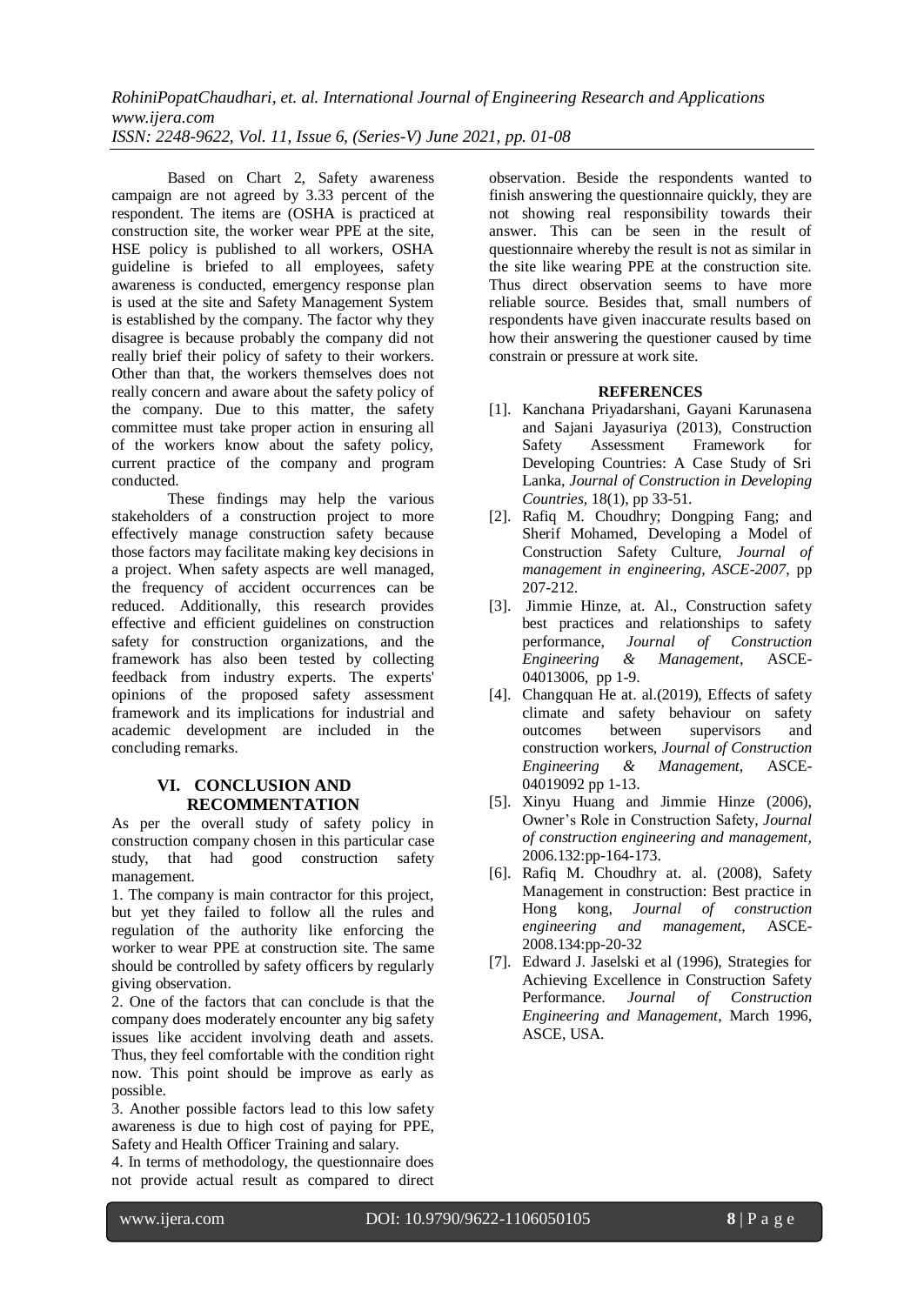Based on Chart 2, Safety awareness campaign are not agreed by 3.33 percent of the respondent. The items are (OSHA is practiced at construction site, the worker wear PPE at the site, HSE policy is published to all workers, OSHA guideline is briefed to all employees, safety awareness is conducted, emergency response plan is used at the site and Safety Management System is established by the company. The factor why they disagree is because probably the company did not really brief their policy of safety to their workers. Other than that, the workers themselves does not really concern and aware about the safety policy of the company. Due to this matter, the safety committee must take proper action in ensuring all of the workers know about the safety policy, current practice of the company and program conducted.

These findings may help the various stakeholders of a construction project to more effectively manage construction safety because those factors may facilitate making key decisions in a project. When safety aspects are well managed, the frequency of accident occurrences can be reduced. Additionally, this research provides effective and efficient guidelines on construction safety for construction organizations, and the framework has also been tested by collecting feedback from industry experts. The experts' opinions of the proposed safety assessment framework and its implications for industrial and academic development are included in the concluding remarks.

## VI. CONCLUSION AND RECOMMENTATION

As per the overall study of safety policy in construction company chosen in this particular case study, that had good construction safety management.

1. The company is main contractor for this project, but yet they failed to follow all the rules and regulation of the authority like enforcing the worker to wear PPE at construction site. The same should be controlled by safety officers by regularly giving observation.
2. One of the factors that can conclude is that the company does moderately encounter any big safety issues like accident involving death and assets. Thus, they feel comfortable with the condition right now. This point should be improve as early as possible.
3. Another possible factors lead to this low safety awareness is due to high cost of paying for PPE, Safety and Health Officer Training and salary.
4. In terms of methodology, the questionnaire does not provide actual result as compared to direct observation. Beside the respondents wanted to finish answering the questionnaire quickly, they are not showing real responsibility towards their answer. This can be seen in the result of questionnaire whereby the result is not as similar in the site like wearing PPE at the construction site. Thus direct observation seems to have more reliable source. Besides that, small numbers of respondents have given inaccurate results based on how their answering the questioner caused by time constrain or pressure at work site.

## REFERENCES

[1]. Kanchana Priyadarshani, Gayani Karunasena and Sajani Jayasuriya (2013), Construction Safety Assessment Framework for Developing Countries: A Case Study of Sri Lanka, *Journal of Construction in Developing Countries*, 18(1), pp 33-51.

[2]. Rafiq M. Choudhry; Dongping Fang; and Sherif Mohamed, Developing a Model of Construction Safety Culture, *Journal of management in engineering, ASCE-2007*, pp 207-212.

[3]. Jimmie Hinze, at. Al., Construction safety best practices and relationships to safety performance, *Journal of Construction Engineering & Management*, ASCE-04013006, pp 1-9.

[4]. Changquan He at. al.(2019), Effects of safety climate and safety behaviour on safety outcomes between supervisors and construction workers, *Journal of Construction Engineering & Management,* ASCE-04019092 pp 1-13.

[5]. Xinyu Huang and Jimmie Hinze (2006), Owner's Role in Construction Safety, *Journal of construction engineering and management,* 2006.132:pp-164-173.

[6]. Rafiq M. Choudhry at. al. (2008), Safety Management in construction: Best practice in Hong kong, *Journal of construction engineering and management,* ASCE-2008.134:pp-20-32

[7]. Edward J. Jaselski et al (1996), Strategies for Achieving Excellence in Construction Safety Performance. *Journal of Construction Engineering and Management*, March 1996, ASCE, USA.